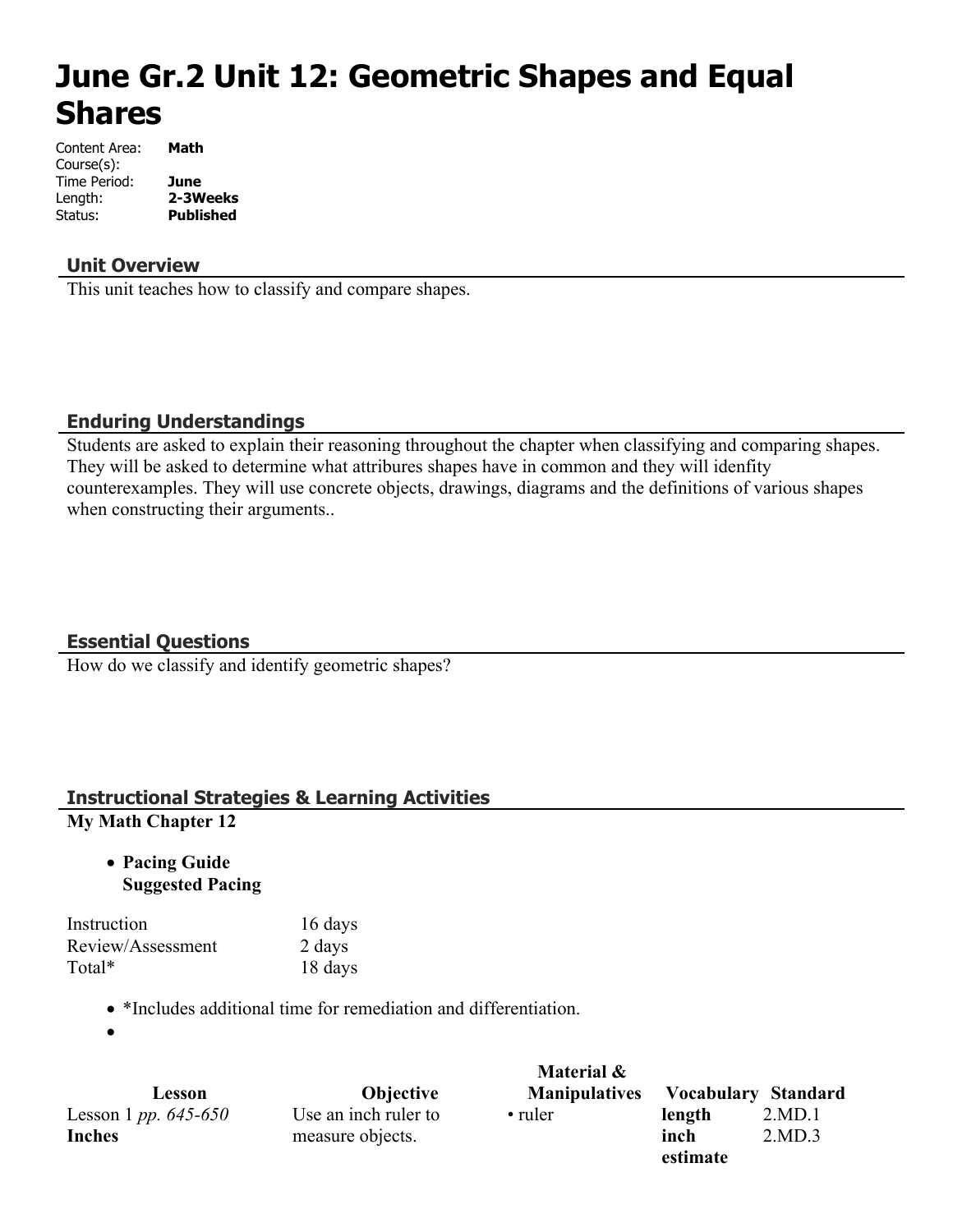# June Gr.2 Unit 12: Geometric Shapes and Equal Shares

Content Area: **Math**
Course(s):
Time Period: **June**
Length: **2-3Weeks**
Status: **Published**

## Unit Overview

This unit teaches how to classify and compare shapes.

## Enduring Understandings

Students are asked to explain their reasoning throughout the chapter when classifying and comparing shapes. They will be asked to determine what attribures shapes have in common and they will idenfity counterexamples. They will use concrete objects, drawings, diagrams and the definitions of various shapes when constructing their arguments..

## Essential Questions

How do we classify and identify geometric shapes?

## Instructional Strategies & Learning Activities

**My Math Chapter 12**

- **Pacing Guide**
  **Suggested Pacing**

| | |
|---|---|
| Instruction | 16 days |
| Review/Assessment | 2 days |
| Total* | 18 days |

- *Includes additional time for remediation and differentiation.
- 

| Lesson | Objective | Material & Manipulatives | Vocabulary | Standard |
|---|---|---|---|---|
| Lesson 1 *pp. 645-650* **Inches** | Use an inch ruler to measure objects. | • ruler | **length** **inch** **estimate** | 2.MD.1 2.MD.3 |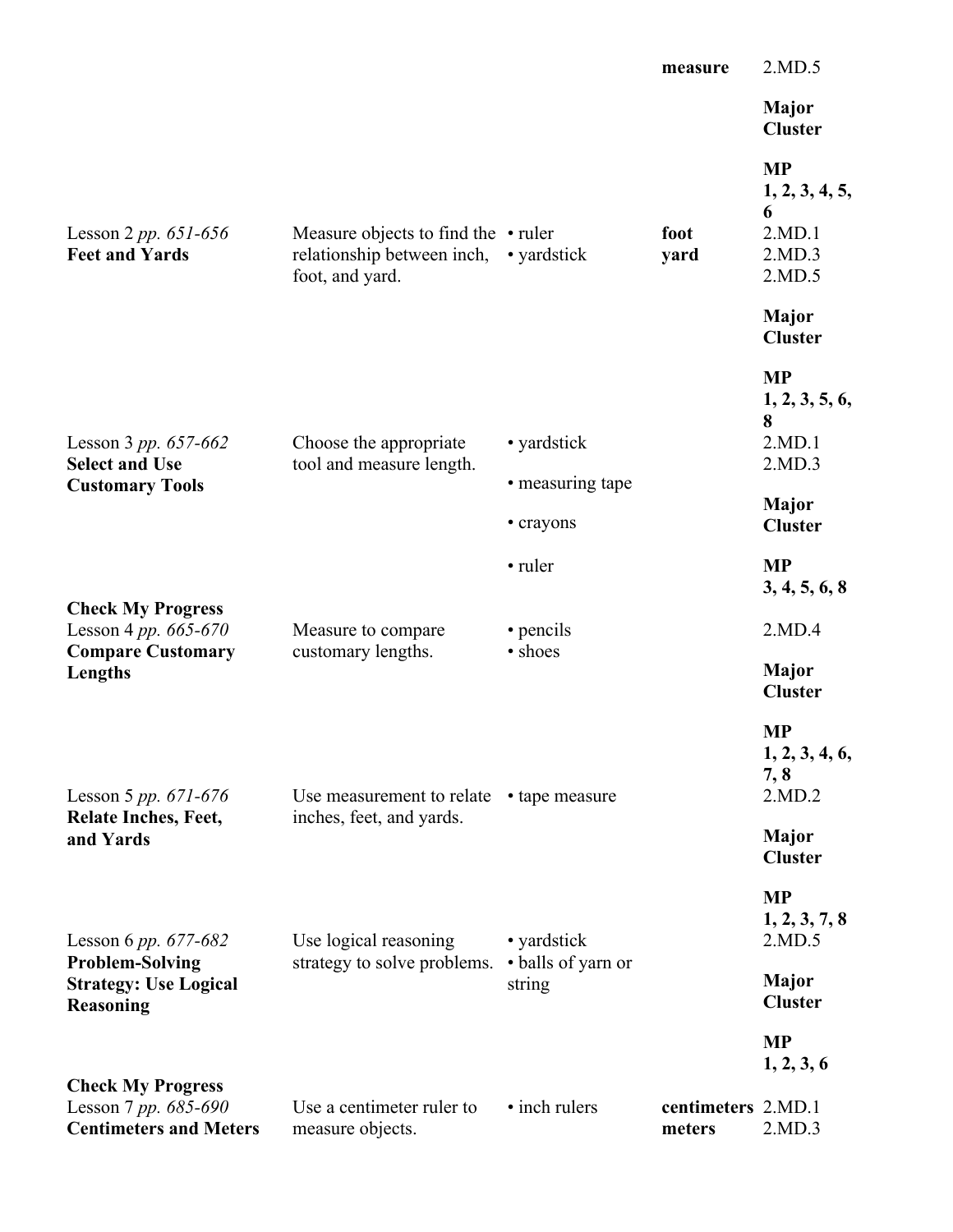| | | | | |
|---|---|---|---|---|
| | | | **measure** | 2.MD.5<br><br>**Major Cluster**<br><br>**MP 1, 2, 3, 4, 5, 6** |
| Lesson 2 *pp. 651-656*<br>**Feet and Yards** | Measure objects to find the relationship between inch, foot, and yard. | • ruler<br>• yardstick | **foot**<br>**yard** | 2.MD.1<br>2.MD.3<br>2.MD.5<br><br>**Major Cluster**<br><br>**MP 1, 2, 3, 5, 6, 8** |
| Lesson 3 *pp. 657-662*<br>**Select and Use Customary Tools** | Choose the appropriate tool and measure length. | • yardstick<br>• measuring tape<br>• crayons<br>• ruler | | 2.MD.1<br>2.MD.3<br><br>**Major Cluster**<br><br>**MP 3, 4, 5, 6, 8** |
| **Check My Progress**<br>Lesson 4 *pp. 665-670*<br>**Compare Customary Lengths** | Measure to compare customary lengths. | • pencils<br>• shoes | | 2.MD.4<br><br>**Major Cluster**<br><br>**MP 1, 2, 3, 4, 6, 7, 8** |
| Lesson 5 *pp. 671-676*<br>**Relate Inches, Feet, and Yards** | Use measurement to relate inches, feet, and yards. | • tape measure | | 2.MD.2<br><br>**Major Cluster**<br><br>**MP 1, 2, 3, 7, 8** |
| Lesson 6 *pp. 677-682*<br>**Problem-Solving Strategy: Use Logical Reasoning** | Use logical reasoning strategy to solve problems. | • yardstick<br>• balls of yarn or string | | 2.MD.5<br><br>**Major Cluster**<br><br>**MP 1, 2, 3, 6** |
| **Check My Progress**<br>Lesson 7 *pp. 685-690*<br>**Centimeters and Meters** | Use a centimeter ruler to measure objects. | • inch rulers | **centimeters**<br>**meters** | 2.MD.1<br>2.MD.3 |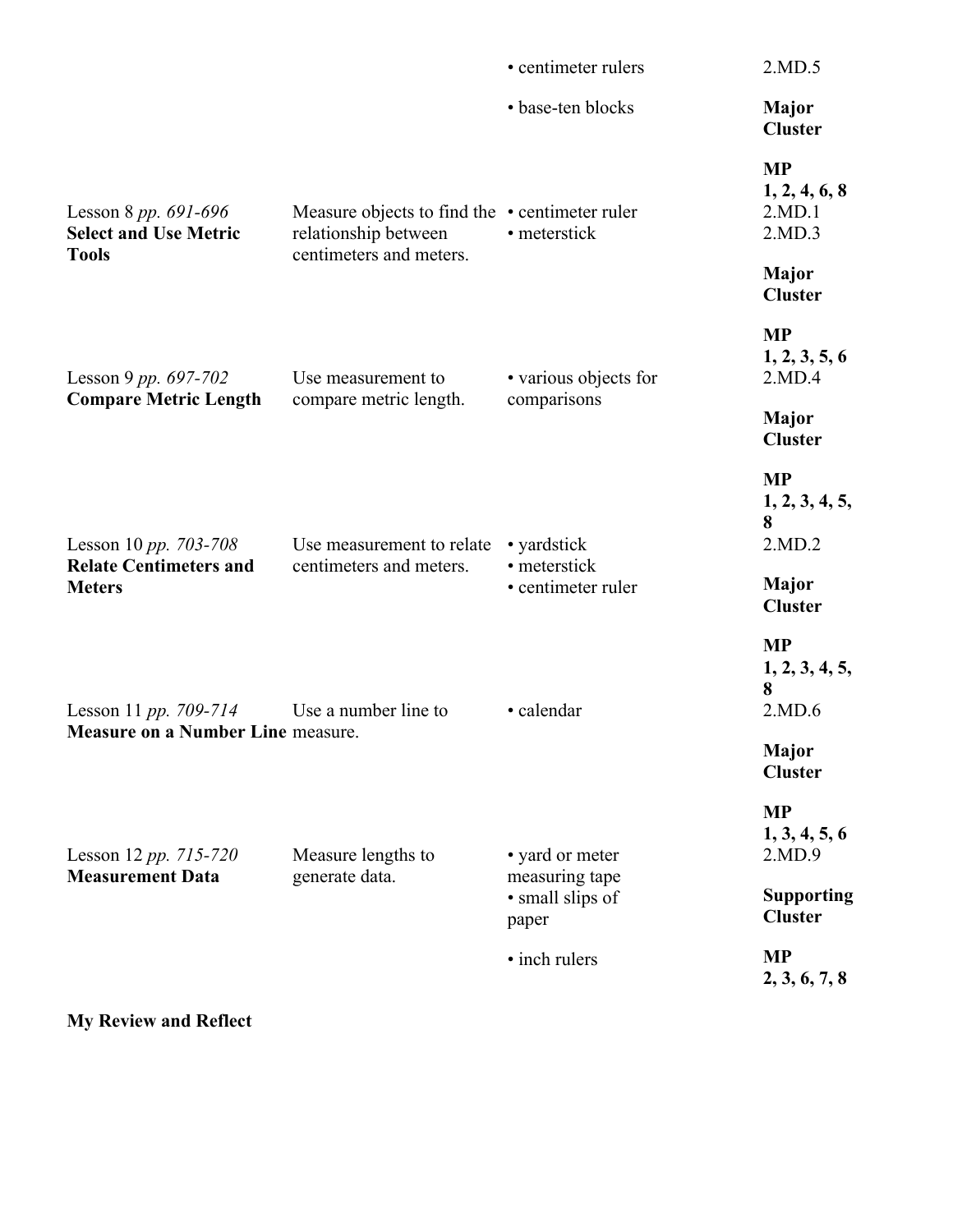| | | • centimeter rulers | 2.MD.5 |
|---|---|---|---|
| | | • base-ten blocks | **Major Cluster** |
| | | | **MP 1, 2, 4, 6, 8** |
| Lesson 8 *pp. 691-696* **Select and Use Metric Tools** | Measure objects to find the relationship between centimeters and meters. | • centimeter ruler<br>• meterstick | 2.MD.1<br>2.MD.3 |
| | | | **Major Cluster** |
| | | | **MP 1, 2, 3, 5, 6** |
| Lesson 9 *pp. 697-702* **Compare Metric Length** | Use measurement to compare metric length. | • various objects for comparisons | 2.MD.4 |
| | | | **Major Cluster** |
| | | | **MP 1, 2, 3, 4, 5, 8** |
| Lesson 10 *pp. 703-708* **Relate Centimeters and Meters** | Use measurement to relate centimeters and meters. | • yardstick<br>• meterstick<br>• centimeter ruler | 2.MD.2 |
| | | | **Major Cluster** |
| | | | **MP 1, 2, 3, 4, 5, 8** |
| Lesson 11 *pp. 709-714* **Measure on a Number Line** | Use a number line to measure. | • calendar | 2.MD.6 |
| | | | **Major Cluster** |
| | | | **MP 1, 3, 4, 5, 6** |
| Lesson 12 *pp. 715-720* **Measurement Data** | Measure lengths to generate data. | • yard or meter measuring tape<br>• small slips of paper | 2.MD.9 |
| | | | **Supporting Cluster** |
| | | • inch rulers | **MP 2, 3, 6, 7, 8** |

**My Review and Reflect**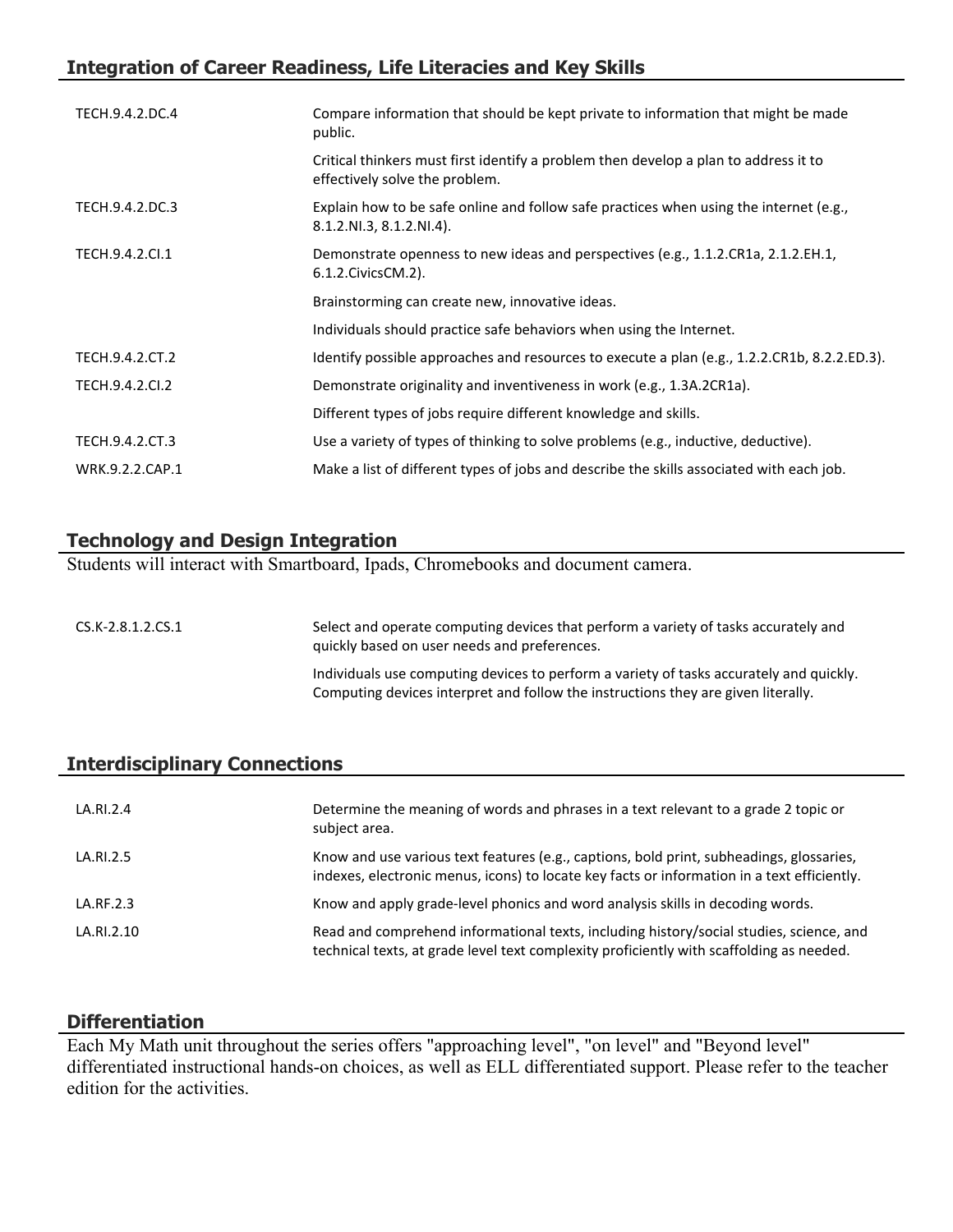## Integration of Career Readiness, Life Literacies and Key Skills

| | |
|---|---|
| TECH.9.4.2.DC.4 | Compare information that should be kept private to information that might be made public. |
| | Critical thinkers must first identify a problem then develop a plan to address it to effectively solve the problem. |
| TECH.9.4.2.DC.3 | Explain how to be safe online and follow safe practices when using the internet (e.g., 8.1.2.NI.3, 8.1.2.NI.4). |
| TECH.9.4.2.CI.1 | Demonstrate openness to new ideas and perspectives (e.g., 1.1.2.CR1a, 2.1.2.EH.1, 6.1.2.CivicsCM.2). |
| | Brainstorming can create new, innovative ideas. |
| | Individuals should practice safe behaviors when using the Internet. |
| TECH.9.4.2.CT.2 | Identify possible approaches and resources to execute a plan (e.g., 1.2.2.CR1b, 8.2.2.ED.3). |
| TECH.9.4.2.CI.2 | Demonstrate originality and inventiveness in work (e.g., 1.3A.2CR1a). |
| | Different types of jobs require different knowledge and skills. |
| TECH.9.4.2.CT.3 | Use a variety of types of thinking to solve problems (e.g., inductive, deductive). |
| WRK.9.2.2.CAP.1 | Make a list of different types of jobs and describe the skills associated with each job. |

## Technology and Design Integration

Students will interact with Smartboard, Ipads, Chromebooks and document camera.

| | |
|---|---|
| CS.K-2.8.1.2.CS.1 | Select and operate computing devices that perform a variety of tasks accurately and quickly based on user needs and preferences. |
| | Individuals use computing devices to perform a variety of tasks accurately and quickly. Computing devices interpret and follow the instructions they are given literally. |

## Interdisciplinary Connections

| | |
|---|---|
| LA.RI.2.4 | Determine the meaning of words and phrases in a text relevant to a grade 2 topic or subject area. |
| LA.RI.2.5 | Know and use various text features (e.g., captions, bold print, subheadings, glossaries, indexes, electronic menus, icons) to locate key facts or information in a text efficiently. |
| LA.RF.2.3 | Know and apply grade-level phonics and word analysis skills in decoding words. |
| LA.RI.2.10 | Read and comprehend informational texts, including history/social studies, science, and technical texts, at grade level text complexity proficiently with scaffolding as needed. |

## Differentiation

Each My Math unit throughout the series offers "approaching level", "on level" and "Beyond level" differentiated instructional hands-on choices, as well as ELL differentiated support. Please refer to the teacher edition for the activities.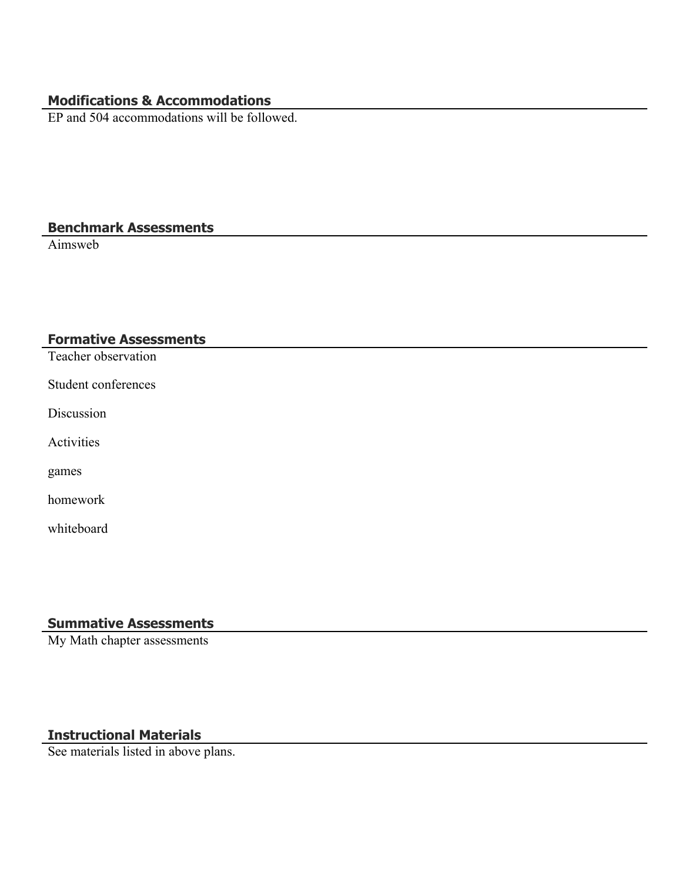## Modifications & Accommodations

EP and 504 accommodations will be followed.

## Benchmark Assessments

Aimsweb

## Formative Assessments

Teacher observation

Student conferences

Discussion

Activities

games

homework

whiteboard

## Summative Assessments

My Math chapter assessments

## Instructional Materials

See materials listed in above plans.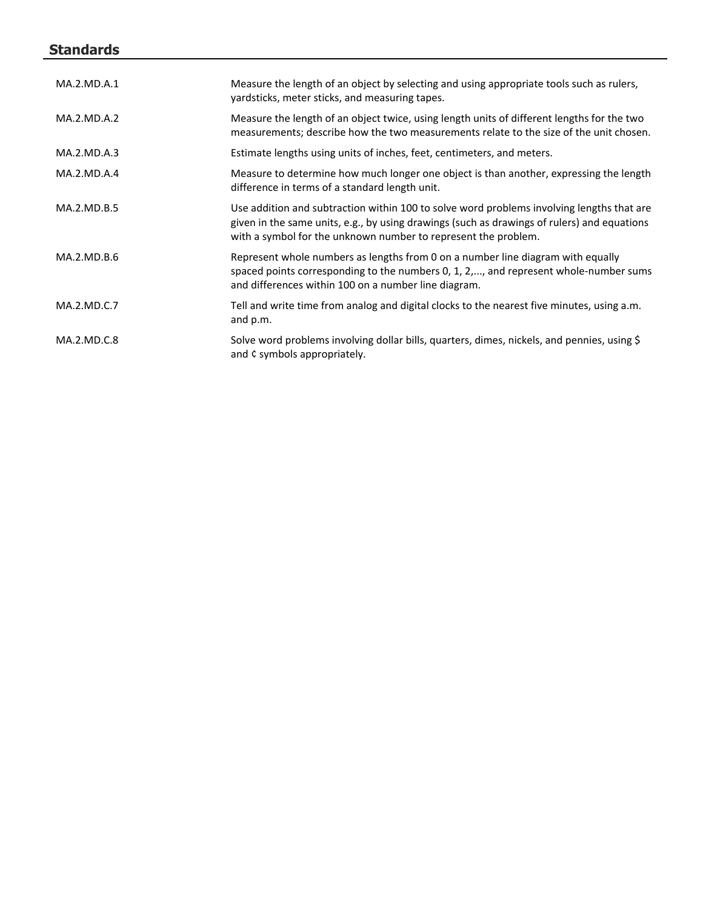## Standards

| | |
|---|---|
| MA.2.MD.A.1 | Measure the length of an object by selecting and using appropriate tools such as rulers, yardsticks, meter sticks, and measuring tapes. |
| MA.2.MD.A.2 | Measure the length of an object twice, using length units of different lengths for the two measurements; describe how the two measurements relate to the size of the unit chosen. |
| MA.2.MD.A.3 | Estimate lengths using units of inches, feet, centimeters, and meters. |
| MA.2.MD.A.4 | Measure to determine how much longer one object is than another, expressing the length difference in terms of a standard length unit. |
| MA.2.MD.B.5 | Use addition and subtraction within 100 to solve word problems involving lengths that are given in the same units, e.g., by using drawings (such as drawings of rulers) and equations with a symbol for the unknown number to represent the problem. |
| MA.2.MD.B.6 | Represent whole numbers as lengths from 0 on a number line diagram with equally spaced points corresponding to the numbers 0, 1, 2,..., and represent whole-number sums and differences within 100 on a number line diagram. |
| MA.2.MD.C.7 | Tell and write time from analog and digital clocks to the nearest five minutes, using a.m. and p.m. |
| MA.2.MD.C.8 | Solve word problems involving dollar bills, quarters, dimes, nickels, and pennies, using $ and ¢ symbols appropriately. |